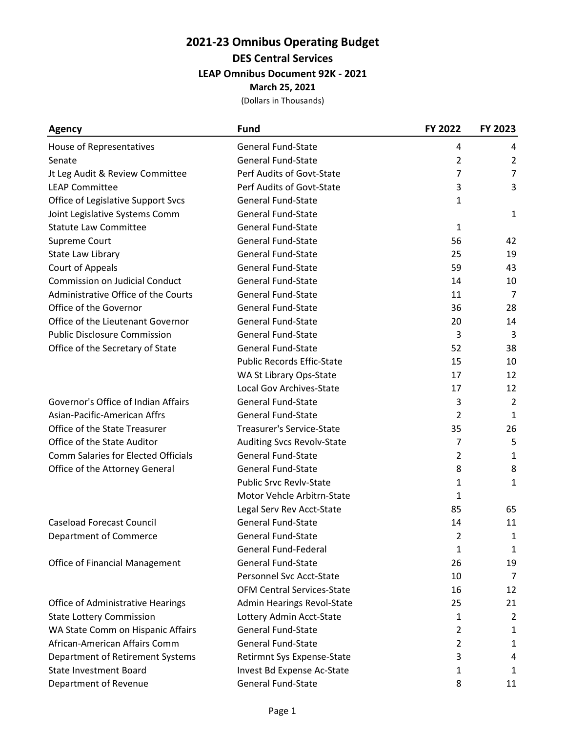# 2021-23 Omnibus Operating Budget

## DES Central Services

### LEAP Omnibus Document 92K - 2021

**March 25, 2021**

(Dollars in Thousands)

| Agency | Fund | FY 2022 | FY 2023 |
|---|---|---|---|
| House of Representatives | General Fund-State | 4 | 4 |
| Senate | General Fund-State | 2 | 2 |
| Jt Leg Audit & Review Committee | Perf Audits of Govt-State | 7 | 7 |
| LEAP Committee | Perf Audits of Govt-State | 3 | 3 |
| Office of Legislative Support Svcs | General Fund-State | 1 | |
| Joint Legislative Systems Comm | General Fund-State | | 1 |
| Statute Law Committee | General Fund-State | 1 | |
| Supreme Court | General Fund-State | 56 | 42 |
| State Law Library | General Fund-State | 25 | 19 |
| Court of Appeals | General Fund-State | 59 | 43 |
| Commission on Judicial Conduct | General Fund-State | 14 | 10 |
| Administrative Office of the Courts | General Fund-State | 11 | 7 |
| Office of the Governor | General Fund-State | 36 | 28 |
| Office of the Lieutenant Governor | General Fund-State | 20 | 14 |
| Public Disclosure Commission | General Fund-State | 3 | 3 |
| Office of the Secretary of State | General Fund-State | 52 | 38 |
| | Public Records Effic-State | 15 | 10 |
| | WA St Library Ops-State | 17 | 12 |
| | Local Gov Archives-State | 17 | 12 |
| Governor's Office of Indian Affairs | General Fund-State | 3 | 2 |
| Asian-Pacific-American Affrs | General Fund-State | 2 | 1 |
| Office of the State Treasurer | Treasurer's Service-State | 35 | 26 |
| Office of the State Auditor | Auditing Svcs Revolv-State | 7 | 5 |
| Comm Salaries for Elected Officials | General Fund-State | 2 | 1 |
| Office of the Attorney General | General Fund-State | 8 | 8 |
| | Public Srvc Revlv-State | 1 | 1 |
| | Motor Vehcle Arbitrn-State | 1 | |
| | Legal Serv Rev Acct-State | 85 | 65 |
| Caseload Forecast Council | General Fund-State | 14 | 11 |
| Department of Commerce | General Fund-State | 2 | 1 |
| | General Fund-Federal | 1 | 1 |
| Office of Financial Management | General Fund-State | 26 | 19 |
| | Personnel Svc Acct-State | 10 | 7 |
| | OFM Central Services-State | 16 | 12 |
| Office of Administrative Hearings | Admin Hearings Revol-State | 25 | 21 |
| State Lottery Commission | Lottery Admin Acct-State | 1 | 2 |
| WA State Comm on Hispanic Affairs | General Fund-State | 2 | 1 |
| African-American Affairs Comm | General Fund-State | 2 | 1 |
| Department of Retirement Systems | Retirmnt Sys Expense-State | 3 | 4 |
| State Investment Board | Invest Bd Expense Ac-State | 1 | 1 |
| Department of Revenue | General Fund-State | 8 | 11 |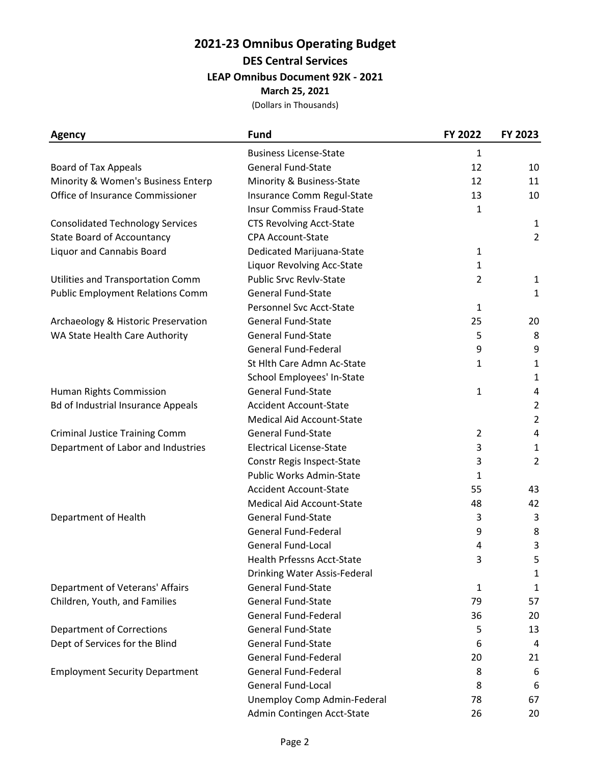## 2021-23 Omnibus Operating Budget

### DES Central Services

#### LEAP Omnibus Document 92K - 2021

**March 25, 2021**

(Dollars in Thousands)

| Agency | Fund | FY 2022 | FY 2023 |
|---|---|---|---|
| | Business License-State | 1 | |
| Board of Tax Appeals | General Fund-State | 12 | 10 |
| Minority & Women's Business Enterp | Minority & Business-State | 12 | 11 |
| Office of Insurance Commissioner | Insurance Comm Regul-State | 13 | 10 |
| | Insur Commiss Fraud-State | 1 | |
| Consolidated Technology Services | CTS Revolving Acct-State | | 1 |
| State Board of Accountancy | CPA Account-State | | 2 |
| Liquor and Cannabis Board | Dedicated Marijuana-State | 1 | |
| | Liquor Revolving Acc-State | 1 | |
| Utilities and Transportation Comm | Public Srvc Revlv-State | 2 | 1 |
| Public Employment Relations Comm | General Fund-State | | 1 |
| | Personnel Svc Acct-State | 1 | |
| Archaeology & Historic Preservation | General Fund-State | 25 | 20 |
| WA State Health Care Authority | General Fund-State | 5 | 8 |
| | General Fund-Federal | 9 | 9 |
| | St Hlth Care Admn Ac-State | 1 | 1 |
| | School Employees' In-State | | 1 |
| Human Rights Commission | General Fund-State | 1 | 4 |
| Bd of Industrial Insurance Appeals | Accident Account-State | | 2 |
| | Medical Aid Account-State | | 2 |
| Criminal Justice Training Comm | General Fund-State | 2 | 4 |
| Department of Labor and Industries | Electrical License-State | 3 | 1 |
| | Constr Regis Inspect-State | 3 | 2 |
| | Public Works Admin-State | 1 | |
| | Accident Account-State | 55 | 43 |
| | Medical Aid Account-State | 48 | 42 |
| Department of Health | General Fund-State | 3 | 3 |
| | General Fund-Federal | 9 | 8 |
| | General Fund-Local | 4 | 3 |
| | Health Prfessns Acct-State | 3 | 5 |
| | Drinking Water Assis-Federal | | 1 |
| Department of Veterans' Affairs | General Fund-State | 1 | 1 |
| Children, Youth, and Families | General Fund-State | 79 | 57 |
| | General Fund-Federal | 36 | 20 |
| Department of Corrections | General Fund-State | 5 | 13 |
| Dept of Services for the Blind | General Fund-State | 6 | 4 |
| | General Fund-Federal | 20 | 21 |
| Employment Security Department | General Fund-Federal | 8 | 6 |
| | General Fund-Local | 8 | 6 |
| | Unemploy Comp Admin-Federal | 78 | 67 |
| | Admin Contingen Acct-State | 26 | 20 |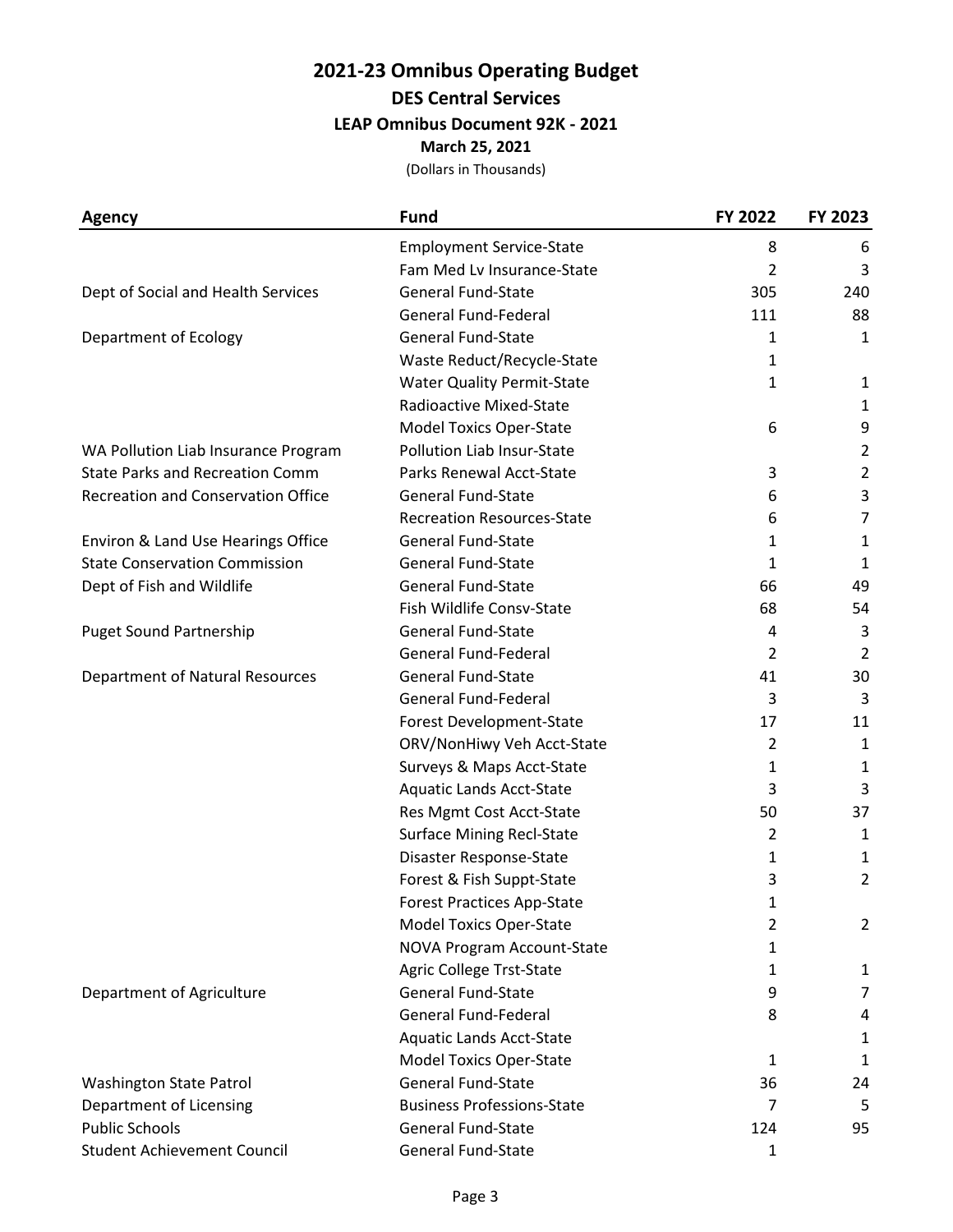# 2021-23 Omnibus Operating Budget

## DES Central Services

### LEAP Omnibus Document 92K - 2021

**March 25, 2021**

(Dollars in Thousands)

| Agency | Fund | FY 2022 | FY 2023 |
|---|---|---|---|
| | Employment Service-State | 8 | 6 |
| | Fam Med Lv Insurance-State | 2 | 3 |
| Dept of Social and Health Services | General Fund-State | 305 | 240 |
| | General Fund-Federal | 111 | 88 |
| Department of Ecology | General Fund-State | 1 | 1 |
| | Waste Reduct/Recycle-State | 1 | |
| | Water Quality Permit-State | 1 | 1 |
| | Radioactive Mixed-State | | 1 |
| | Model Toxics Oper-State | 6 | 9 |
| WA Pollution Liab Insurance Program | Pollution Liab Insur-State | | 2 |
| State Parks and Recreation Comm | Parks Renewal Acct-State | 3 | 2 |
| Recreation and Conservation Office | General Fund-State | 6 | 3 |
| | Recreation Resources-State | 6 | 7 |
| Environ & Land Use Hearings Office | General Fund-State | 1 | 1 |
| State Conservation Commission | General Fund-State | 1 | 1 |
| Dept of Fish and Wildlife | General Fund-State | 66 | 49 |
| | Fish Wildlife Consv-State | 68 | 54 |
| Puget Sound Partnership | General Fund-State | 4 | 3 |
| | General Fund-Federal | 2 | 2 |
| Department of Natural Resources | General Fund-State | 41 | 30 |
| | General Fund-Federal | 3 | 3 |
| | Forest Development-State | 17 | 11 |
| | ORV/NonHiwy Veh Acct-State | 2 | 1 |
| | Surveys & Maps Acct-State | 1 | 1 |
| | Aquatic Lands Acct-State | 3 | 3 |
| | Res Mgmt Cost Acct-State | 50 | 37 |
| | Surface Mining Recl-State | 2 | 1 |
| | Disaster Response-State | 1 | 1 |
| | Forest & Fish Suppt-State | 3 | 2 |
| | Forest Practices App-State | 1 | |
| | Model Toxics Oper-State | 2 | 2 |
| | NOVA Program Account-State | 1 | |
| | Agric College Trst-State | 1 | 1 |
| Department of Agriculture | General Fund-State | 9 | 7 |
| | General Fund-Federal | 8 | 4 |
| | Aquatic Lands Acct-State | | 1 |
| | Model Toxics Oper-State | 1 | 1 |
| Washington State Patrol | General Fund-State | 36 | 24 |
| Department of Licensing | Business Professions-State | 7 | 5 |
| Public Schools | General Fund-State | 124 | 95 |
| Student Achievement Council | General Fund-State | 1 | |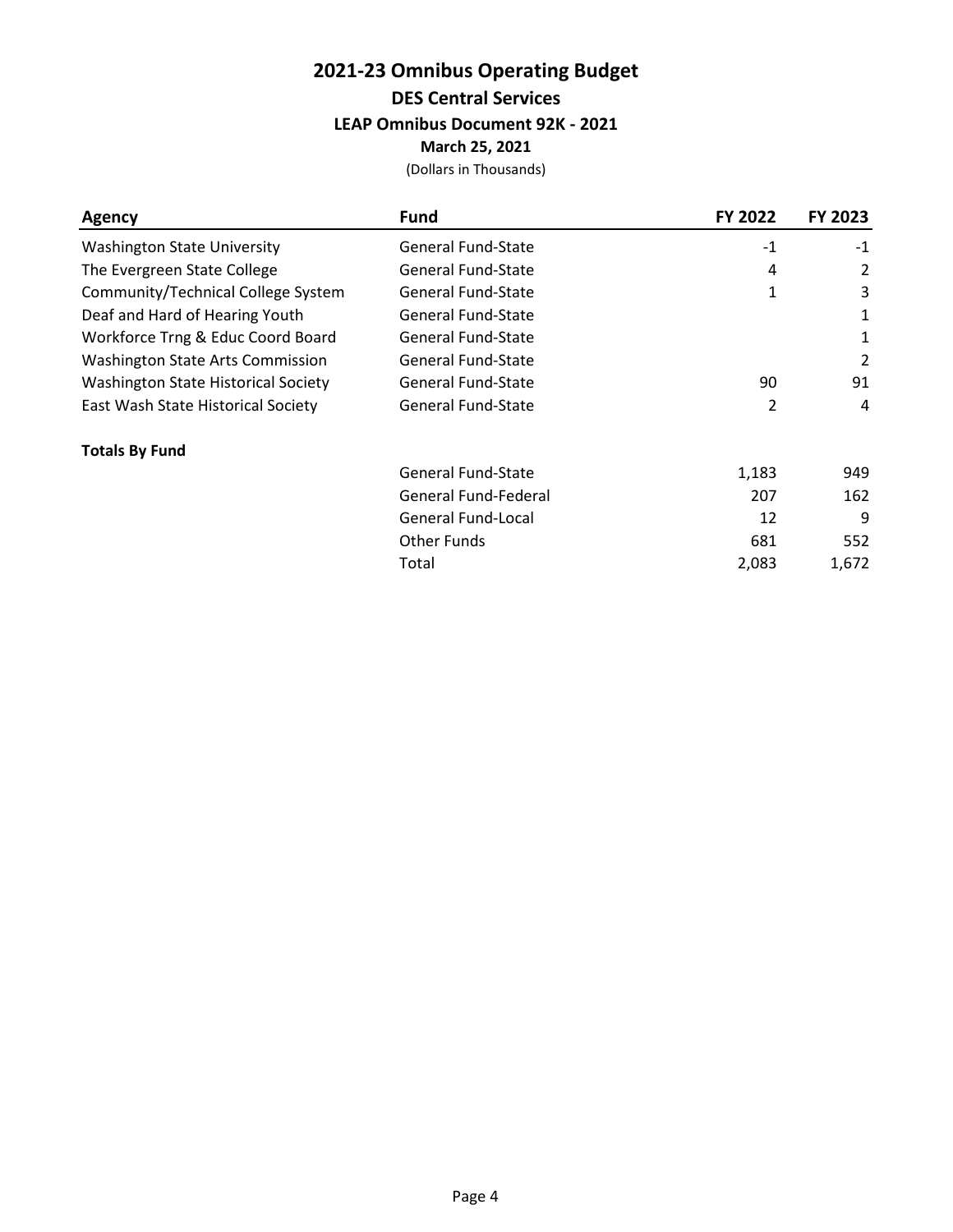# 2021-23 Omnibus Operating Budget

## DES Central Services

### LEAP Omnibus Document 92K - 2021

**March 25, 2021**

(Dollars in Thousands)

| Agency | Fund | FY 2022 | FY 2023 |
|---|---|---|---|
| Washington State University | General Fund-State | -1 | -1 |
| The Evergreen State College | General Fund-State | 4 | 2 |
| Community/Technical College System | General Fund-State | 1 | 3 |
| Deaf and Hard of Hearing Youth | General Fund-State | | 1 |
| Workforce Trng & Educ Coord Board | General Fund-State | | 1 |
| Washington State Arts Commission | General Fund-State | | 2 |
| Washington State Historical Society | General Fund-State | 90 | 91 |
| East Wash State Historical Society | General Fund-State | 2 | 4 |

**Totals By Fund**

| | Fund | FY 2022 | FY 2023 |
|---|---|---|---|
| | General Fund-State | 1,183 | 949 |
| | General Fund-Federal | 207 | 162 |
| | General Fund-Local | 12 | 9 |
| | Other Funds | 681 | 552 |
| | Total | 2,083 | 1,672 |